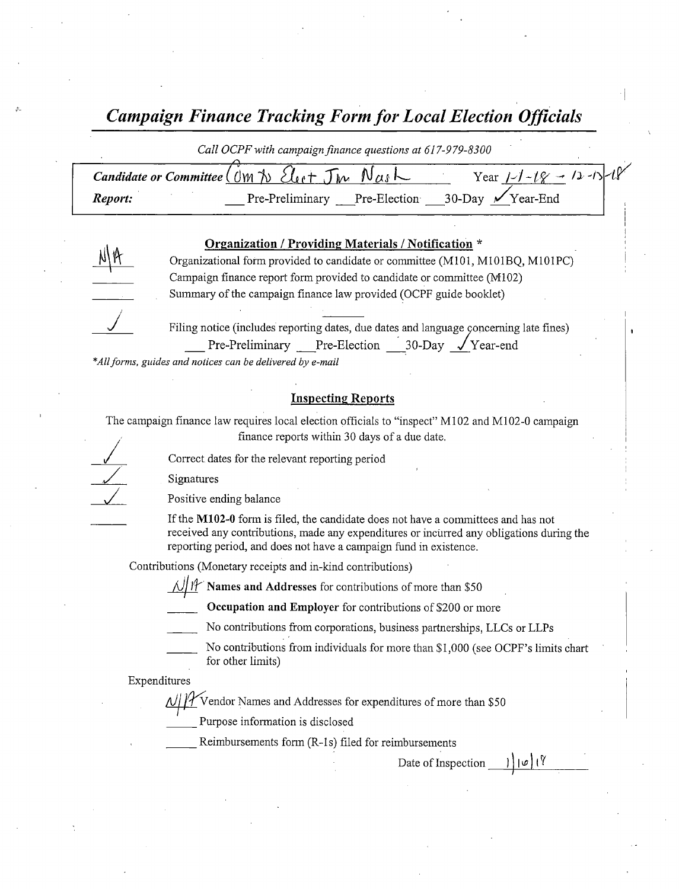# *Campaign Finance Tracking Form for Local Election Officials*

*Call OCPF with campaign finance questions at 617-979-8300*

**Candidate or Committee** Cmte to Elect Jim Nash  Year 1-1-18 – 12-13-18

**Report:**  ___ Pre-Preliminary ___ Pre-Election ___ 30-Day ✓ Year-End

## Organization / Providing Materials / Notification *

N/A Organizational form provided to candidate or committee (M101, M101BQ, M101PC)

___ Campaign finance report form provided to candidate or committee (M102)

___ Summary of the campaign finance law provided (OCPF guide booklet)

✓ Filing notice (includes reporting dates, due dates and language concerning late fines)
___ Pre-Preliminary ___ Pre-Election ___ 30-Day ✓ Year-end

*\*All forms, guides and notices can be delivered by e-mail*

## Inspecting Reports

The campaign finance law requires local election officials to "inspect" M102 and M102-0 campaign finance reports within 30 days of a due date.

✓ Correct dates for the relevant reporting period

✓ Signatures

✓ Positive ending balance

___ If the **M102-0** form is filed, the candidate does not have a committees and has not received any contributions, made any expenditures or incurred any obligations during the reporting period, and does not have a campaign fund in existence.

Contributions (Monetary receipts and in-kind contributions)

N/A **Names and Addresses** for contributions of more than $50

___ **Occupation and Employer** for contributions of $200 or more

___ No contributions from corporations, business partnerships, LLCs or LLPs

___ No contributions from individuals for more than $1,000 (see OCPF's limits chart for other limits)

Expenditures

N/A Vendor Names and Addresses for expenditures of more than $50

___ Purpose information is disclosed

___ Reimbursements form (R-1s) filed for reimbursements

Date of Inspection 1/10/19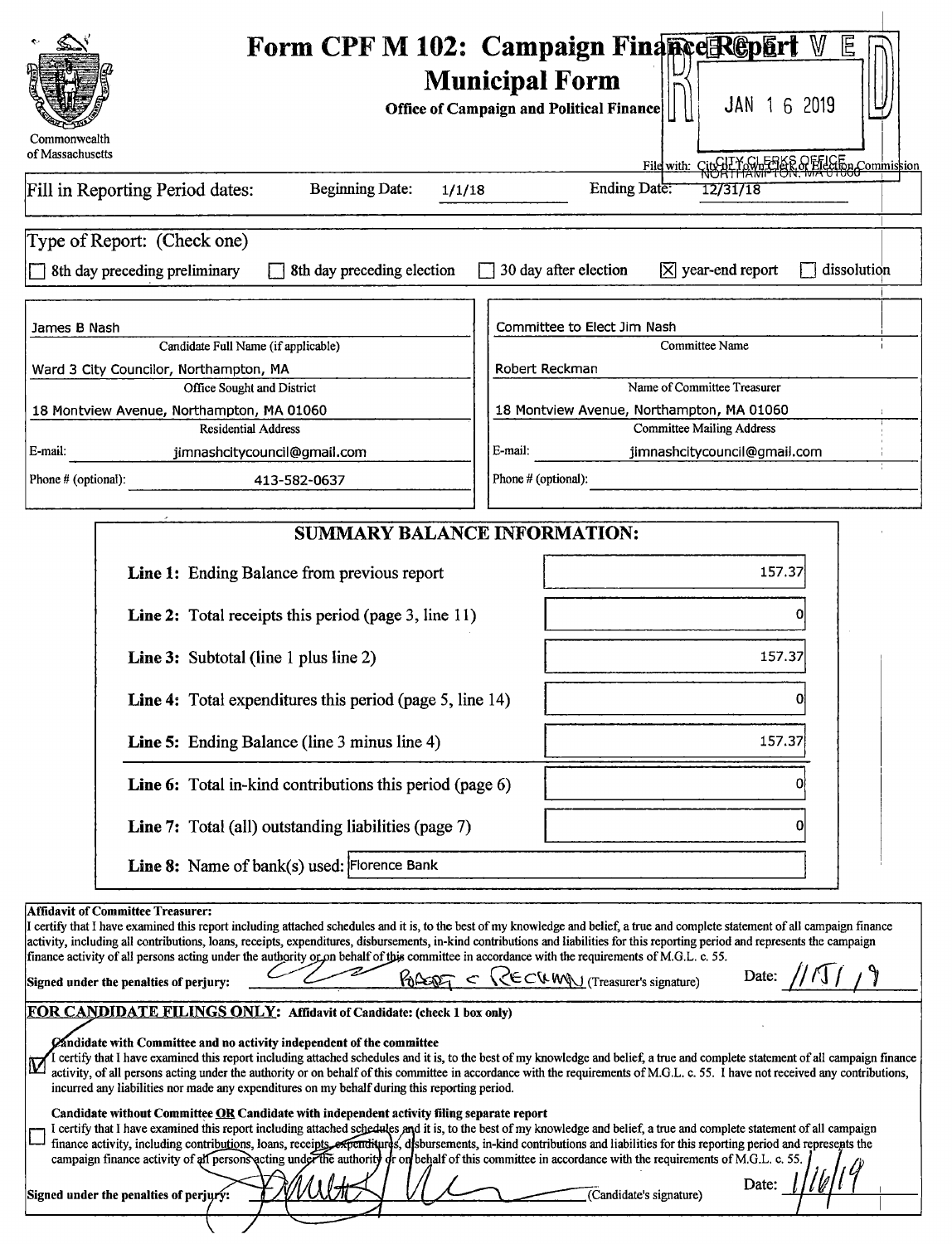Commonwealth of Massachusetts

# Form CPF M 102: Campaign Finance Report Municipal Form

**Office of Campaign and Political Finance**

RECEIVED JAN 16 2019 CITY CLERKS OFFICE NORTHAMPTON, MA 01060

File with: City or Town Clerk or Election Commission

Fill in Reporting Period dates: Beginning Date: 1/1/18 Ending Date: 12/31/18

Type of Report: (Check one)

☐ 8th day preceding preliminary ☐ 8th day preceding election ☐ 30 day after election ☒ year-end report ☐ dissolution

| | |
|---|---|
| James B Nash | Committee to Elect Jim Nash |
| Candidate Full Name (if applicable) | Committee Name |
| Ward 3 City Councilor, Northampton, MA | Robert Reckman |
| Office Sought and District | Name of Committee Treasurer |
| 18 Montview Avenue, Northampton, MA 01060 | 18 Montview Avenue, Northampton, MA 01060 |
| Residential Address | Committee Mailing Address |
| E-mail: jimnashcitycouncil@gmail.com | E-mail: jimnashcitycouncil@gmail.com |
| Phone # (optional): 413-582-0637 | Phone # (optional): |

## SUMMARY BALANCE INFORMATION:

| | |
|---|---|
| **Line 1:** Ending Balance from previous report | 157.37 |
| **Line 2:** Total receipts this period (page 3, line 11) | 0 |
| **Line 3:** Subtotal (line 1 plus line 2) | 157.37 |
| **Line 4:** Total expenditures this period (page 5, line 14) | 0 |
| **Line 5:** Ending Balance (line 3 minus line 4) | 157.37 |
| **Line 6:** Total in-kind contributions this period (page 6) | 0 |
| **Line 7:** Total (all) outstanding liabilities (page 7) | 0 |
| **Line 8:** Name of bank(s) used: | Florence Bank |

**Affidavit of Committee Treasurer:**

I certify that I have examined this report including attached schedules and it is, to the best of my knowledge and belief, a true and complete statement of all campaign finance activity, including all contributions, loans, receipts, expenditures, disbursements, in-kind contributions and liabilities for this reporting period and represents the campaign finance activity of all persons acting under the authority or on behalf of this committee in accordance with the requirements of M.G.L. c. 55.

**Signed under the penalties of perjury:** ROBERT C RECKMAN (Treasurer's signature) Date: 1/15/19

**FOR CANDIDATE FILINGS ONLY: Affidavit of Candidate: (check 1 box only)**

☑ **Candidate with Committee and no activity independent of the committee**
I certify that I have examined this report including attached schedules and it is, to the best of my knowledge and belief, a true and complete statement of all campaign finance activity, of all persons acting under the authority or on behalf of this committee in accordance with the requirements of M.G.L. c. 55. I have not received any contributions, incurred any liabilities nor made any expenditures on my behalf during this reporting period.

☐ **Candidate without Committee OR Candidate with independent activity filing separate report**
I certify that I have examined this report including attached schedules and it is, to the best of my knowledge and belief, a true and complete statement of all campaign finance activity, including contributions, loans, receipts, expenditures, disbursements, in-kind contributions and liabilities for this reporting period and represents the campaign finance activity of all persons acting under the authority or on behalf of this committee in accordance with the requirements of M.G.L. c. 55.

**Signed under the penalties of perjury:** (Candidate's signature) Date: 1/16/19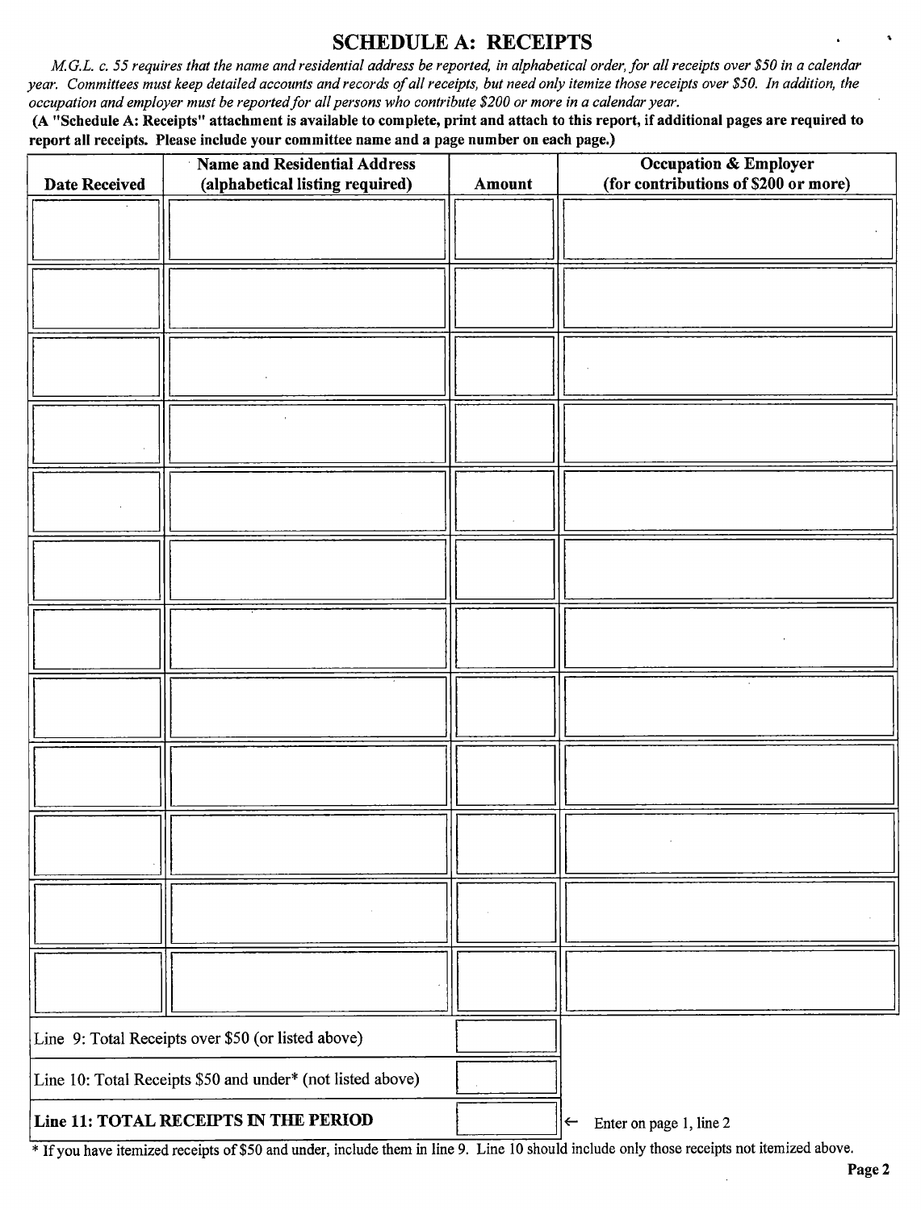## SCHEDULE A: RECEIPTS

*M.G.L. c. 55 requires that the name and residential address be reported, in alphabetical order, for all receipts over $50 in a calendar year. Committees must keep detailed accounts and records of all receipts, but need only itemize those receipts over $50. In addition, the occupation and employer must be reported for all persons who contribute $200 or more in a calendar year.*

**(A "Schedule A: Receipts" attachment is available to complete, print and attach to this report, if additional pages are required to report all receipts. Please include your committee name and a page number on each page.)**

| Date Received | Name and Residential Address (alphabetical listing required) | Amount | Occupation & Employer (for contributions of $200 or more) |
|---|---|---|---|
| | | | |
| | | | |
| | | | |
| | | | |
| | | | |
| | | | |
| | | | |
| | | | |
| | | | |
| | | | |
| | | | |
| | | | |

| | | |
|---|---|---|
| Line 9: Total Receipts over $50 (or listed above) | | |
| Line 10: Total Receipts $50 and under* (not listed above) | | |
| **Line 11: TOTAL RECEIPTS IN THE PERIOD** | | ← Enter on page 1, line 2 |

* If you have itemized receipts of $50 and under, include them in line 9. Line 10 should include only those receipts not itemized above.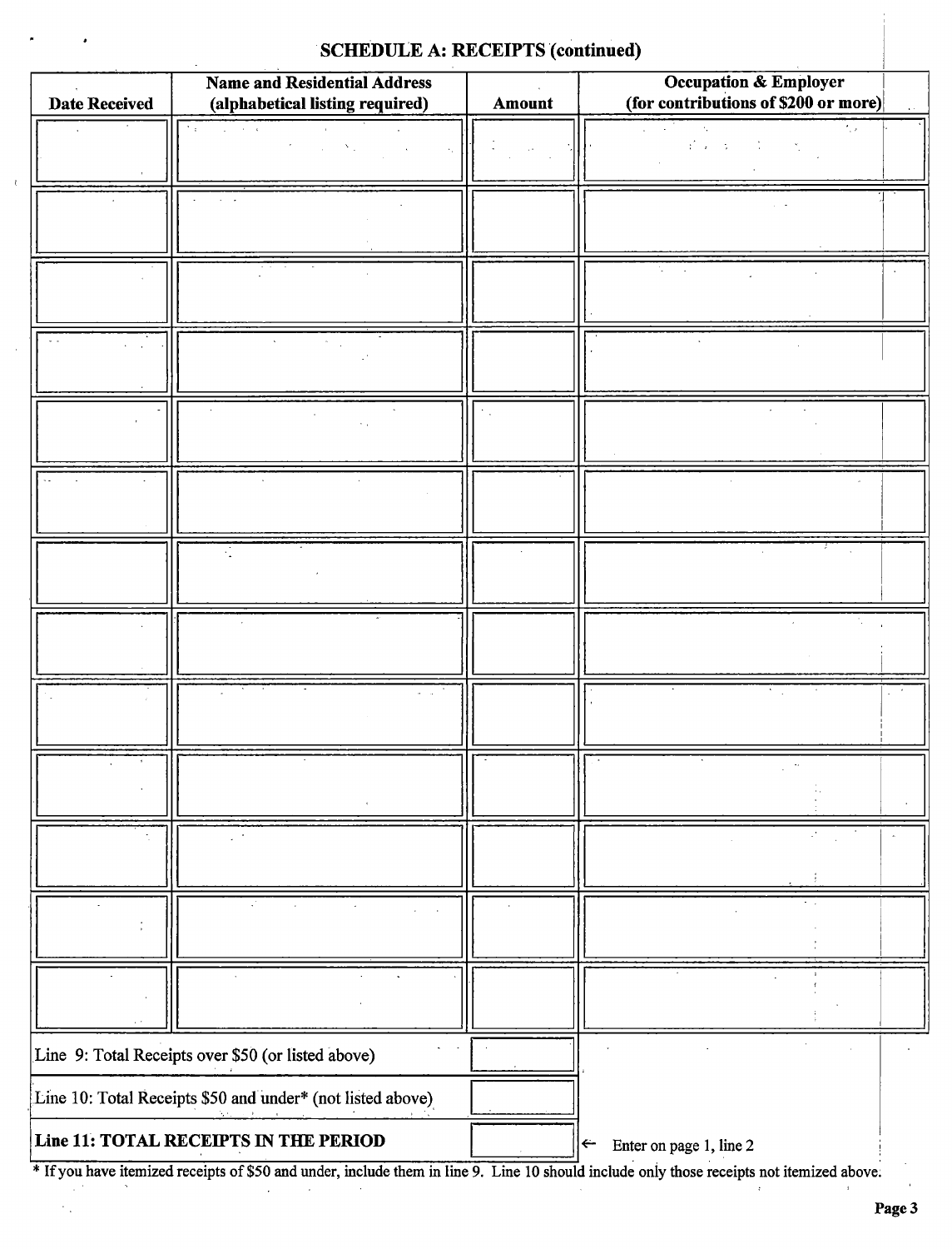## SCHEDULE A: RECEIPTS (continued)

| Date Received | Name and Residential Address (alphabetical listing required) | Amount | Occupation & Employer (for contributions of $200 or more) |
|---|---|---|---|
| | | | |
| | | | |
| | | | |
| | | | |
| | | | |
| | | | |
| | | | |
| | | | |
| | | | |
| | | | |
| | | | |
| | | | |
| | | | |

| | | |
|---|---|---|
| Line 9: Total Receipts over $50 (or listed above) | | |
| Line 10: Total Receipts $50 and under* (not listed above) | | |
| **Line 11: TOTAL RECEIPTS IN THE PERIOD** | | ← Enter on page 1, line 2 |

* If you have itemized receipts of $50 and under, include them in line 9. Line 10 should include only those receipts not itemized above.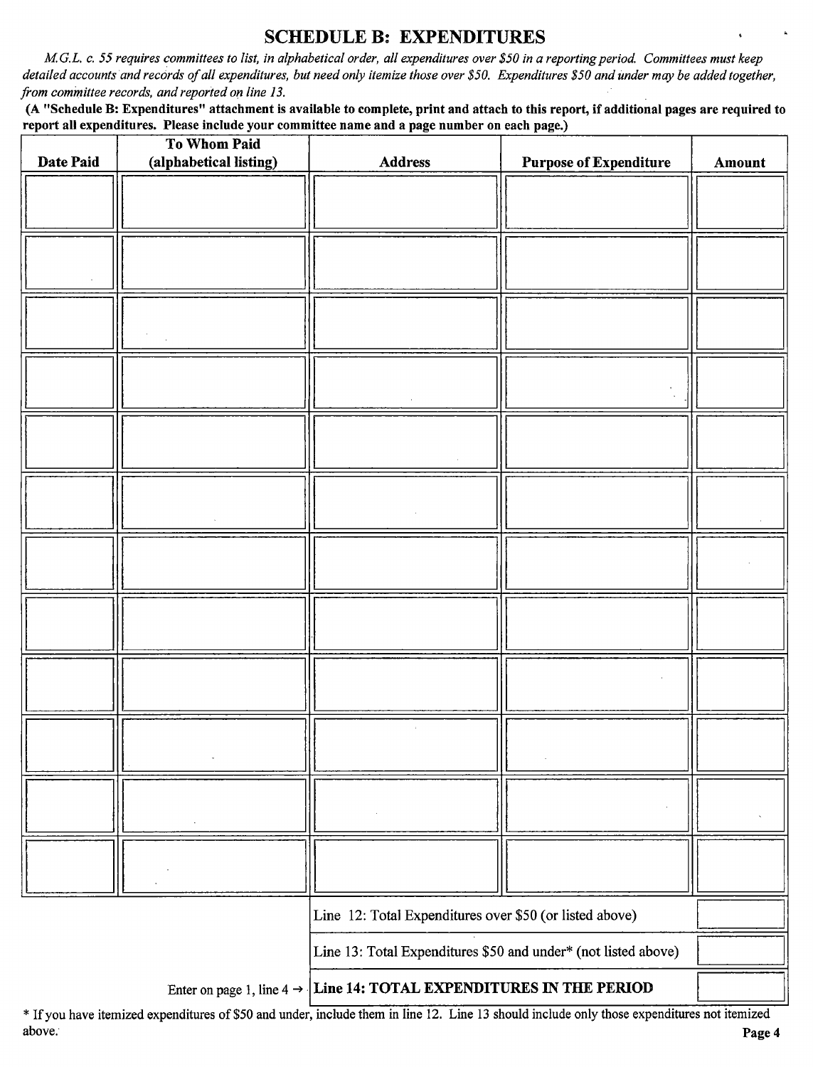## SCHEDULE B: EXPENDITURES

*M.G.L. c. 55 requires committees to list, in alphabetical order, all expenditures over $50 in a reporting period. Committees must keep detailed accounts and records of all expenditures, but need only itemize those over $50. Expenditures $50 and under may be added together, from committee records, and reported on line 13.*

**(A "Schedule B: Expenditures" attachment is available to complete, print and attach to this report, if additional pages are required to report all expenditures. Please include your committee name and a page number on each page.)**

| Date Paid | To Whom Paid (alphabetical listing) | Address | Purpose of Expenditure | Amount |
|---|---|---|---|---|
| | | | | |
| | | | | |
| | | | | |
| | | | | |
| | | | | |
| | | | | |
| | | | | |
| | | | | |
| | | | | |
| | | | | |
| | | | | |
| | | | | |

| | |
|---|---|
| Line 12: Total Expenditures over $50 (or listed above) | |
| Line 13: Total Expenditures $50 and under* (not listed above) | |
| Enter on page 1, line 4 → **Line 14: TOTAL EXPENDITURES IN THE PERIOD** | |

* If you have itemized expenditures of $50 and under, include them in line 12. Line 13 should include only those expenditures not itemized above.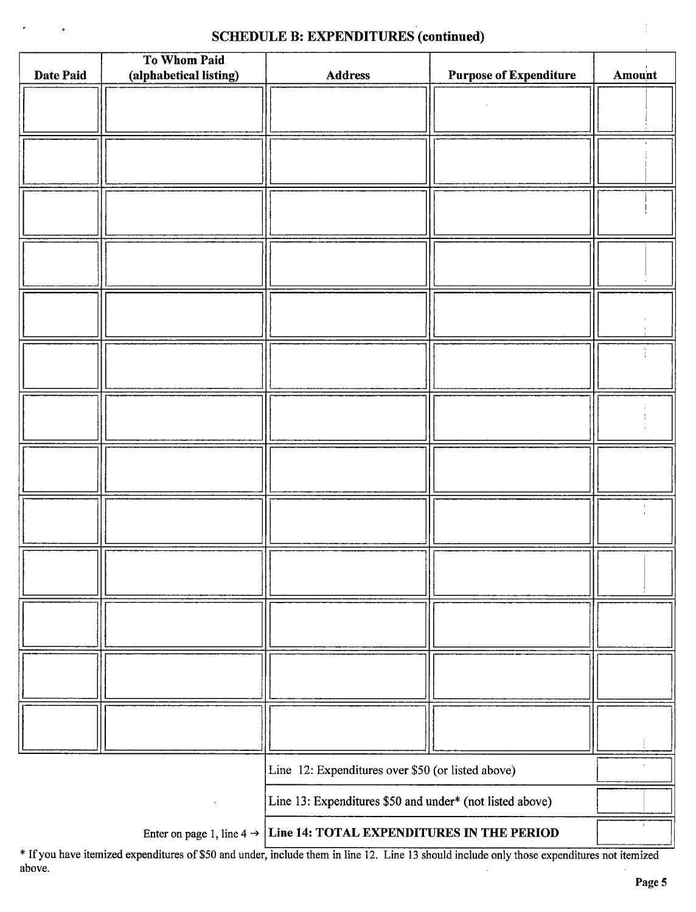## SCHEDULE B: EXPENDITURES (continued)

| Date Paid | To Whom Paid (alphabetical listing) | Address | Purpose of Expenditure | Amount |
|---|---|---|---|---|
| | | | | |
| | | | | |
| | | | | |
| | | | | |
| | | | | |
| | | | | |
| | | | | |
| | | | | |
| | | | | |
| | | | | |
| | | | | |
| | | | | |
| | | | | |

| | | |
|---|---|---|
| | Line 12: Expenditures over $50 (or listed above) | |
| | Line 13: Expenditures $50 and under* (not listed above) | |
| Enter on page 1, line 4 → | **Line 14: TOTAL EXPENDITURES IN THE PERIOD** | |

* If you have itemized expenditures of $50 and under, include them in line 12. Line 13 should include only those expenditures not itemized above.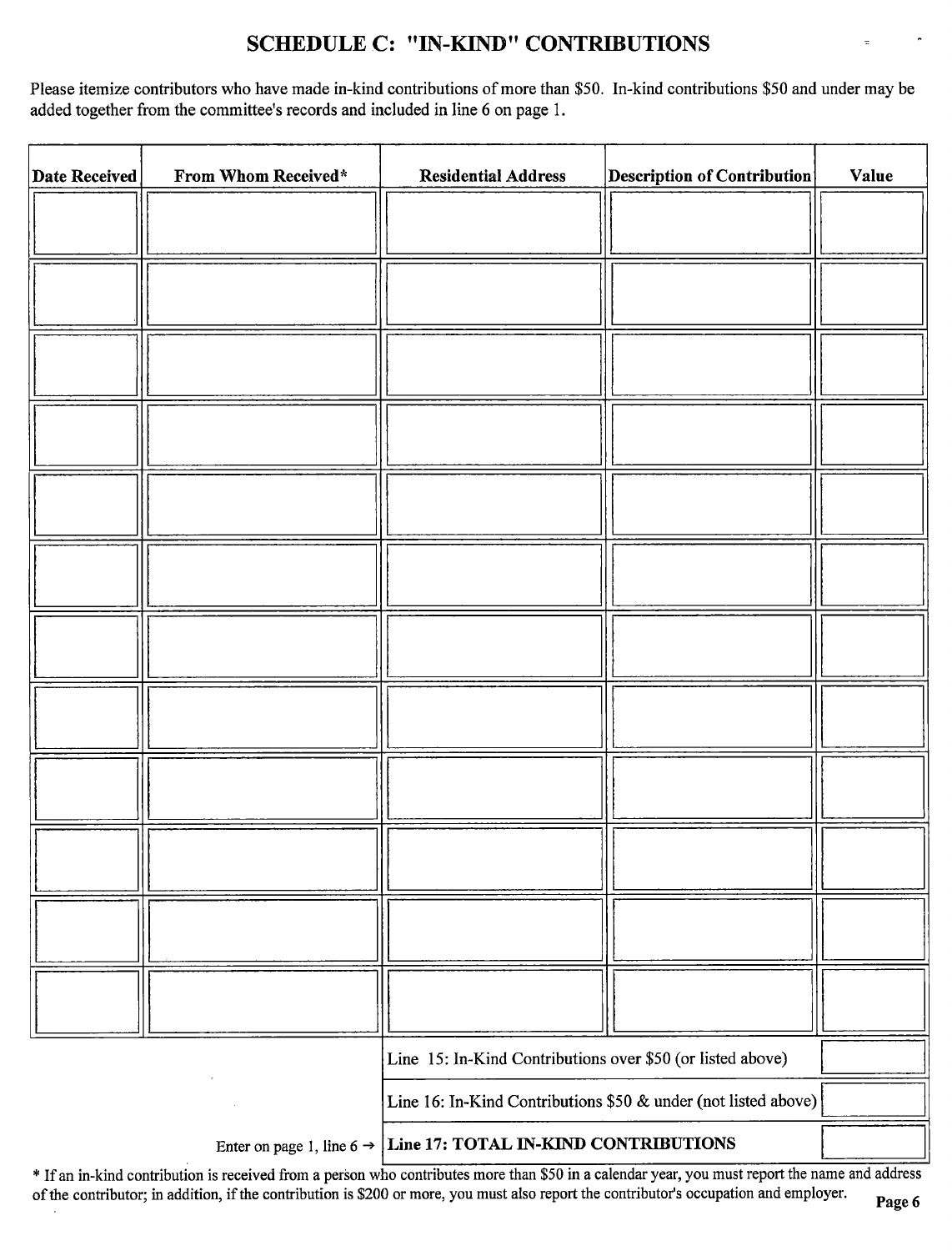## SCHEDULE C: "IN-KIND" CONTRIBUTIONS

Please itemize contributors who have made in-kind contributions of more than $50. In-kind contributions $50 and under may be added together from the committee's records and included in line 6 on page 1.

| Date Received | From Whom Received* | Residential Address | Description of Contribution | Value |
|---|---|---|---|---|
| | | | | |
| | | | | |
| | | | | |
| | | | | |
| | | | | |
| | | | | |
| | | | | |
| | | | | |
| | | | | |
| | | | | |
| | | | | |
| | | | | |
| | | Line 15: In-Kind Contributions over $50 (or listed above) | | |
| | | Line 16: In-Kind Contributions $50 & under (not listed above) | | |
| | Enter on page 1, line 6 → | **Line 17: TOTAL IN-KIND CONTRIBUTIONS** | | |

* If an in-kind contribution is received from a person who contributes more than $50 in a calendar year, you must report the name and address of the contributor; in addition, if the contribution is $200 or more, you must also report the contributor's occupation and employer.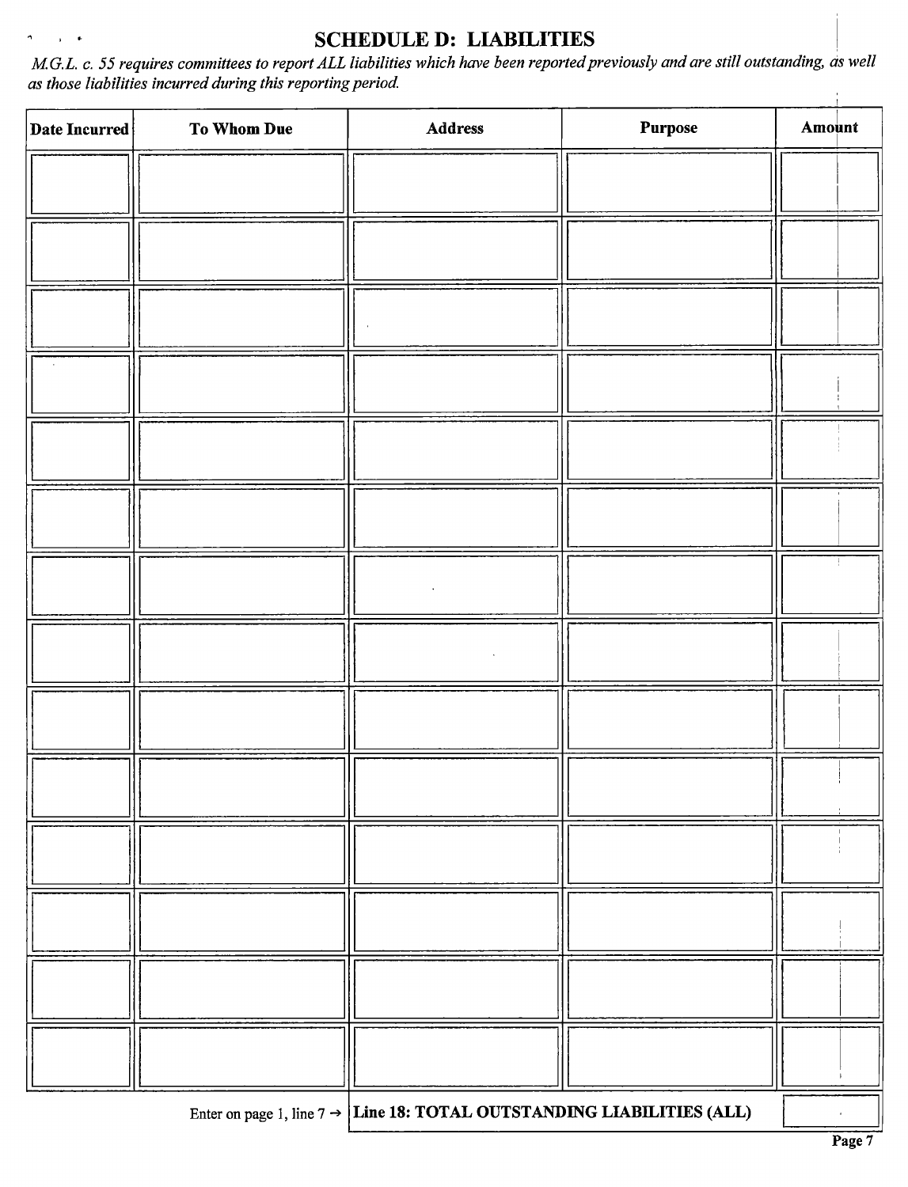# SCHEDULE D: LIABILITIES

*M.G.L. c. 55 requires committees to report ALL liabilities which have been reported previously and are still outstanding, as well as those liabilities incurred during this reporting period.*

| Date Incurred | To Whom Due | Address | Purpose | Amount |
|---|---|---|---|---|
| | | | | |
| | | | | |
| | | | | |
| | | | | |
| | | | | |
| | | | | |
| | | | | |
| | | | | |
| | | | | |
| | | | | |
| | | | | |
| | | | | |
| | | | | |
| | | | | |

Enter on page 1, line 7 → **Line 18: TOTAL OUTSTANDING LIABILITIES (ALL)**